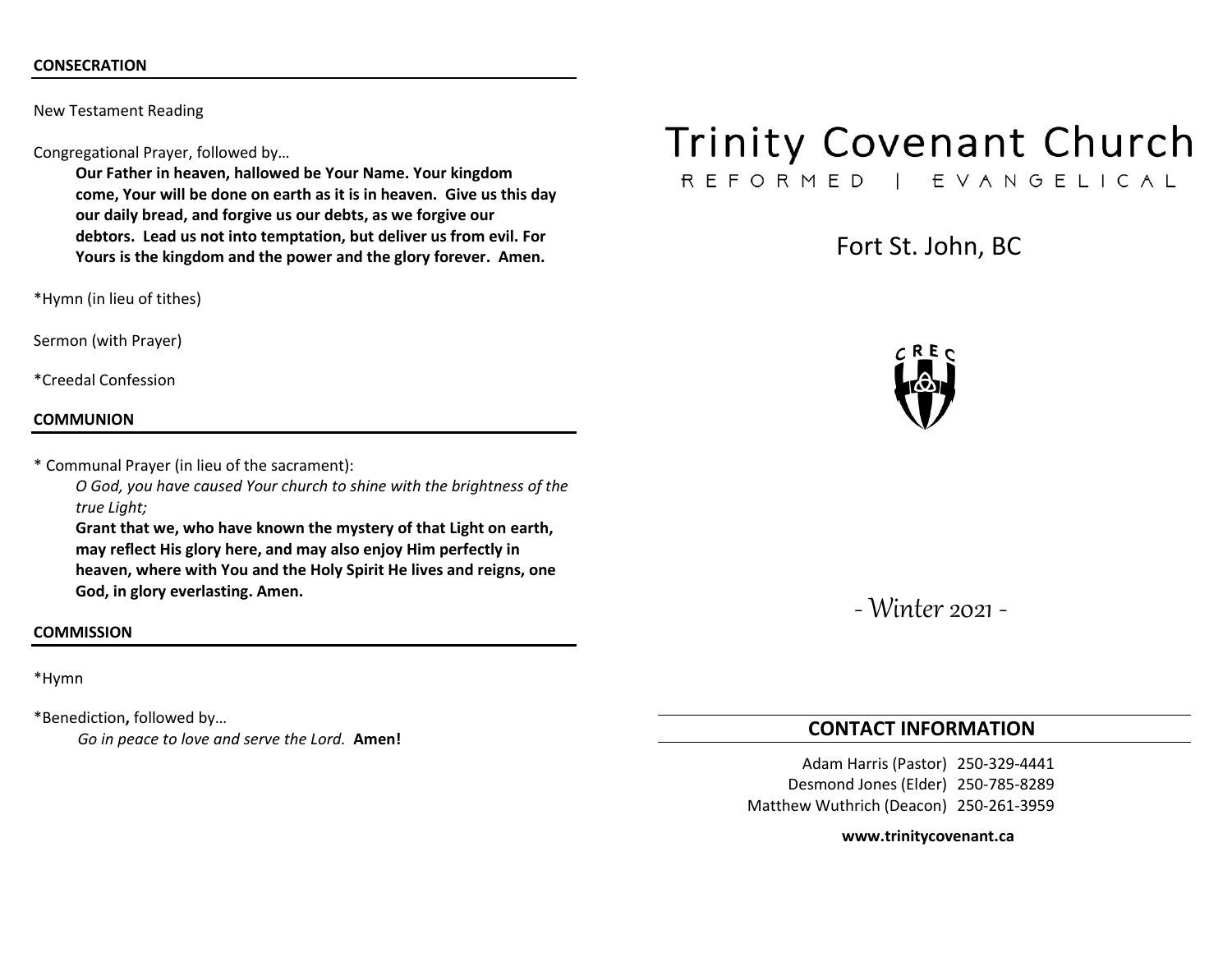## CONSECRATION

New Testament Reading

Congregational Prayer, followed by…

**Our Father in heaven, hallowed be Your Name. Your kingdom come, Your will be done on earth as it is in heaven. Give us this day our daily bread, and forgive us our debts, as we forgive our debtors. Lead us not into temptation, but deliver us from evil. For Yours is the kingdom and the power and the glory forever. Amen.**

*Hymn (in lieu of tithes)

Sermon (with Prayer)

*Creedal Confession

## COMMUNION

* Communal Prayer (in lieu of the sacrament):

*O God, you have caused Your church to shine with the brightness of the true Light;*

**Grant that we, who have known the mystery of that Light on earth, may reflect His glory here, and may also enjoy Him perfectly in heaven, where with You and the Holy Spirit He lives and reigns, one God, in glory everlasting. Amen.**

## COMMISSION

*Hymn

*Benediction**,** followed by…

*Go in peace to love and serve the Lord.* **Amen!**

# Trinity Covenant Church

REFORMED | EVANGELICAL

Fort St. John, BC

CREC

*- Winter 2021 -*

## CONTACT INFORMATION

Adam Harris (Pastor) 250-329-4441
Desmond Jones (Elder) 250-785-8289
Matthew Wuthrich (Deacon) 250-261-3959

**www.trinitycovenant.ca**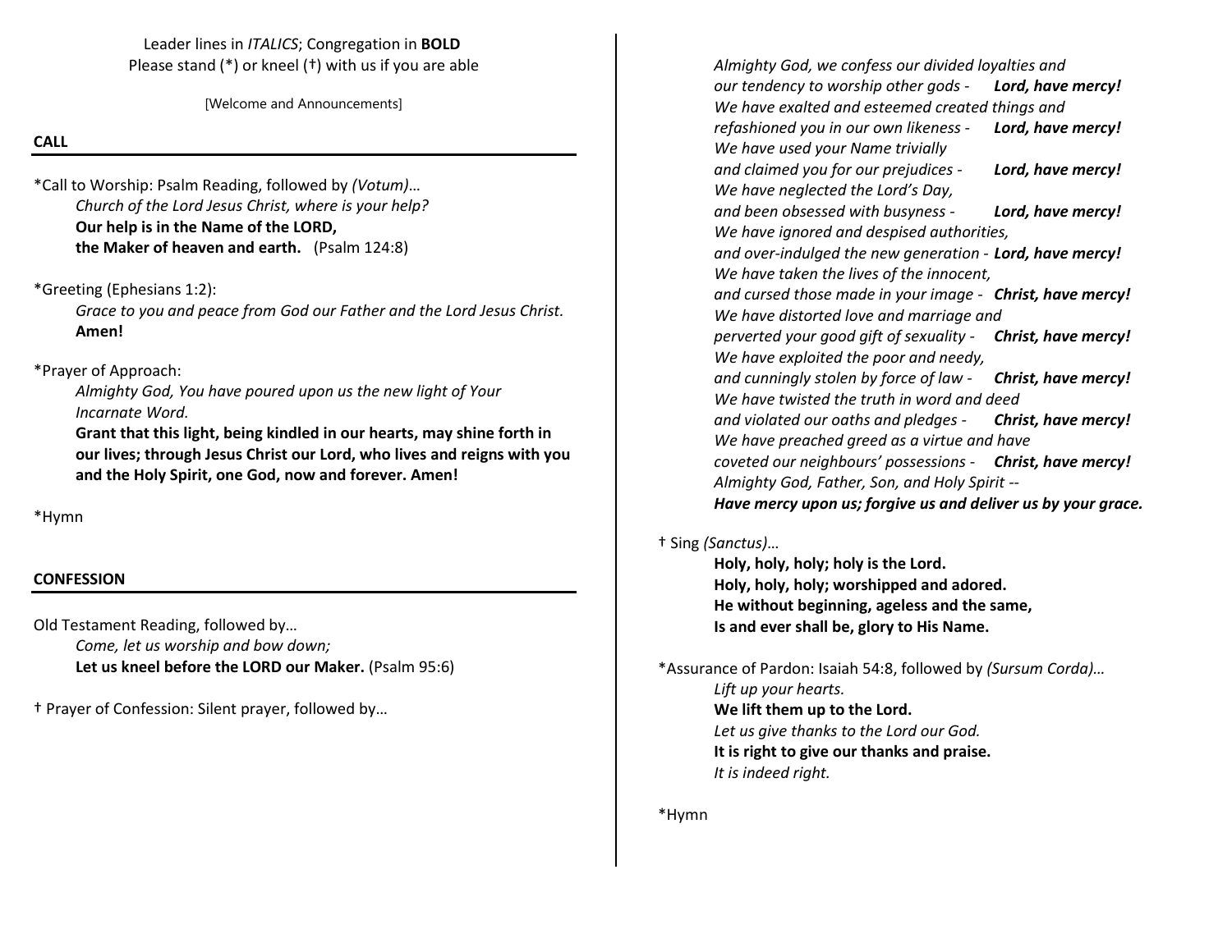Leader lines in *ITALICS*; Congregation in **BOLD**
Please stand (*) or kneel (†) with us if you are able

[Welcome and Announcements]

## CALL

*Call to Worship: Psalm Reading, followed by *(Votum)*…

*Church of the Lord Jesus Christ, where is your help?*
**Our help is in the Name of the LORD,**
**the Maker of heaven and earth.** (Psalm 124:8)

*Greeting (Ephesians 1:2):

*Grace to you and peace from God our Father and the Lord Jesus Christ.*
**Amen!**

*Prayer of Approach:

*Almighty God, You have poured upon us the new light of Your Incarnate Word.*
**Grant that this light, being kindled in our hearts, may shine forth in our lives; through Jesus Christ our Lord, who lives and reigns with you and the Holy Spirit, one God, now and forever. Amen!**

*Hymn

## CONFESSION

Old Testament Reading, followed by…

*Come, let us worship and bow down;*
**Let us kneel before the LORD our Maker.** (Psalm 95:6)

† Prayer of Confession: Silent prayer, followed by…

*Almighty God, we confess our divided loyalties and*
*our tendency to worship other gods -* ***Lord, have mercy!***
*We have exalted and esteemed created things and*
*refashioned you in our own likeness -* ***Lord, have mercy!***
*We have used your Name trivially*
*and claimed you for our prejudices -* ***Lord, have mercy!***
*We have neglected the Lord's Day,*
*and been obsessed with busyness -* ***Lord, have mercy!***
*We have ignored and despised authorities,*
*and over-indulged the new generation -* ***Lord, have mercy!***
*We have taken the lives of the innocent,*
*and cursed those made in your image -* ***Christ, have mercy!***
*We have distorted love and marriage and*
*perverted your good gift of sexuality -* ***Christ, have mercy!***
*We have exploited the poor and needy,*
*and cunningly stolen by force of law -* ***Christ, have mercy!***
*We have twisted the truth in word and deed*
*and violated our oaths and pledges -* ***Christ, have mercy!***
*We have preached greed as a virtue and have*
*coveted our neighbours' possessions -* ***Christ, have mercy!***
*Almighty God, Father, Son, and Holy Spirit --*
***Have mercy upon us; forgive us and deliver us by your grace.***

† Sing *(Sanctus)*…

**Holy, holy, holy; holy is the Lord.**
**Holy, holy, holy; worshipped and adored.**
**He without beginning, ageless and the same,**
**Is and ever shall be, glory to His Name.**

*Assurance of Pardon: Isaiah 54:8, followed by *(Sursum Corda)…*

*Lift up your hearts.*
**We lift them up to the Lord.**
*Let us give thanks to the Lord our God.*
**It is right to give our thanks and praise.**
*It is indeed right.*

*Hymn